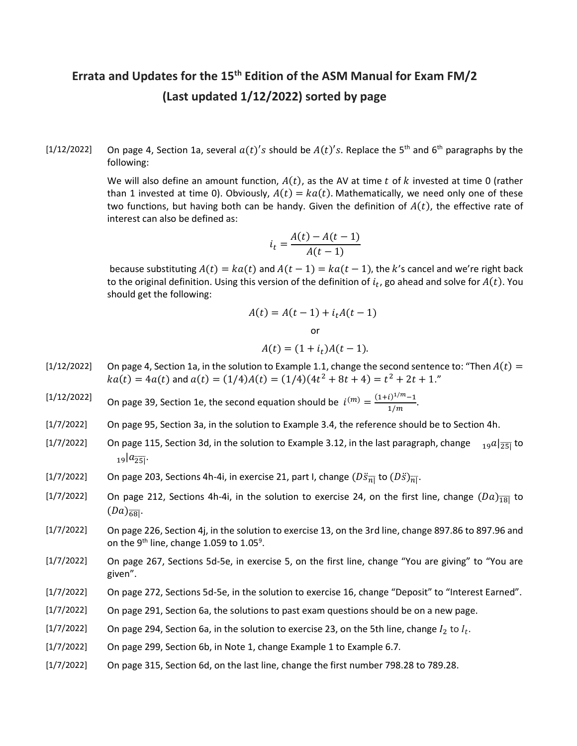# Errata and Updates for the 15th Edition of the ASM Manual for Exam FM/2
## (Last updated 1/12/2022) sorted by page

[1/12/2022] On page 4, Section 1a, several $a(t)'s$ should be $A(t)'s$. Replace the 5th and 6th paragraphs by the following:

We will also define an amount function, $A(t)$, as the AV at time $t$ of $k$ invested at time 0 (rather than 1 invested at time 0). Obviously, $A(t) = ka(t)$. Mathematically, we need only one of these two functions, but having both can be handy. Given the definition of $A(t)$, the effective rate of interest can also be defined as:

$$i_t = \frac{A(t) - A(t-1)}{A(t-1)}$$

because substituting $A(t) = ka(t)$ and $A(t-1) = ka(t-1)$, the $k$'s cancel and we're right back to the original definition. Using this version of the definition of $i_t$, go ahead and solve for $A(t)$. You should get the following:

$$A(t) = A(t-1) + i_t A(t-1)$$

or

$$A(t) = (1 + i_t)A(t-1).$$

[1/12/2022] On page 4, Section 1a, in the solution to Example 1.1, change the second sentence to: "Then $A(t) = ka(t) = 4a(t)$ and $a(t) = (1/4)A(t) = (1/4)(4t^2 + 8t + 4) = t^2 + 2t + 1$."

[1/12/2022] On page 39, Section 1e, the second equation should be $i^{(m)} = \frac{(1+i)^{1/m} - 1}{1/m}$.

[1/7/2022] On page 95, Section 3a, in the solution to Example 3.4, the reference should be to Section 4h.

[1/7/2022] On page 115, Section 3d, in the solution to Example 3.12, in the last paragraph, change ${}_{19}a|_{\overline{25|}}$ to ${}_{19}|a_{\overline{25|}}$.

[1/7/2022] On page 203, Sections 4h-4i, in exercise 21, part I, change $(D\ddot{s}_{\overline{n|}}$ to $(D\ddot{s})_{\overline{n|}}$.

[1/7/2022] On page 212, Sections 4h-4i, in the solution to exercise 24, on the first line, change $(Da)_{\overline{18|}}$ to $(Da)_{\overline{68|}}$.

[1/7/2022] On page 226, Section 4j, in the solution to exercise 13, on the 3rd line, change 897.86 to 897.96 and on the 9th line, change 1.059 to $1.05^9$.

[1/7/2022] On page 267, Sections 5d-5e, in exercise 5, on the first line, change "You are giving" to "You are given".

[1/7/2022] On page 272, Sections 5d-5e, in the solution to exercise 16, change "Deposit" to "Interest Earned".

[1/7/2022] On page 291, Section 6a, the solutions to past exam questions should be on a new page.

[1/7/2022] On page 294, Section 6a, in the solution to exercise 23, on the 5th line, change $I_2$ to $I_t$.

[1/7/2022] On page 299, Section 6b, in Note 1, change Example 1 to Example 6.7.

[1/7/2022] On page 315, Section 6d, on the last line, change the first number 798.28 to 789.28.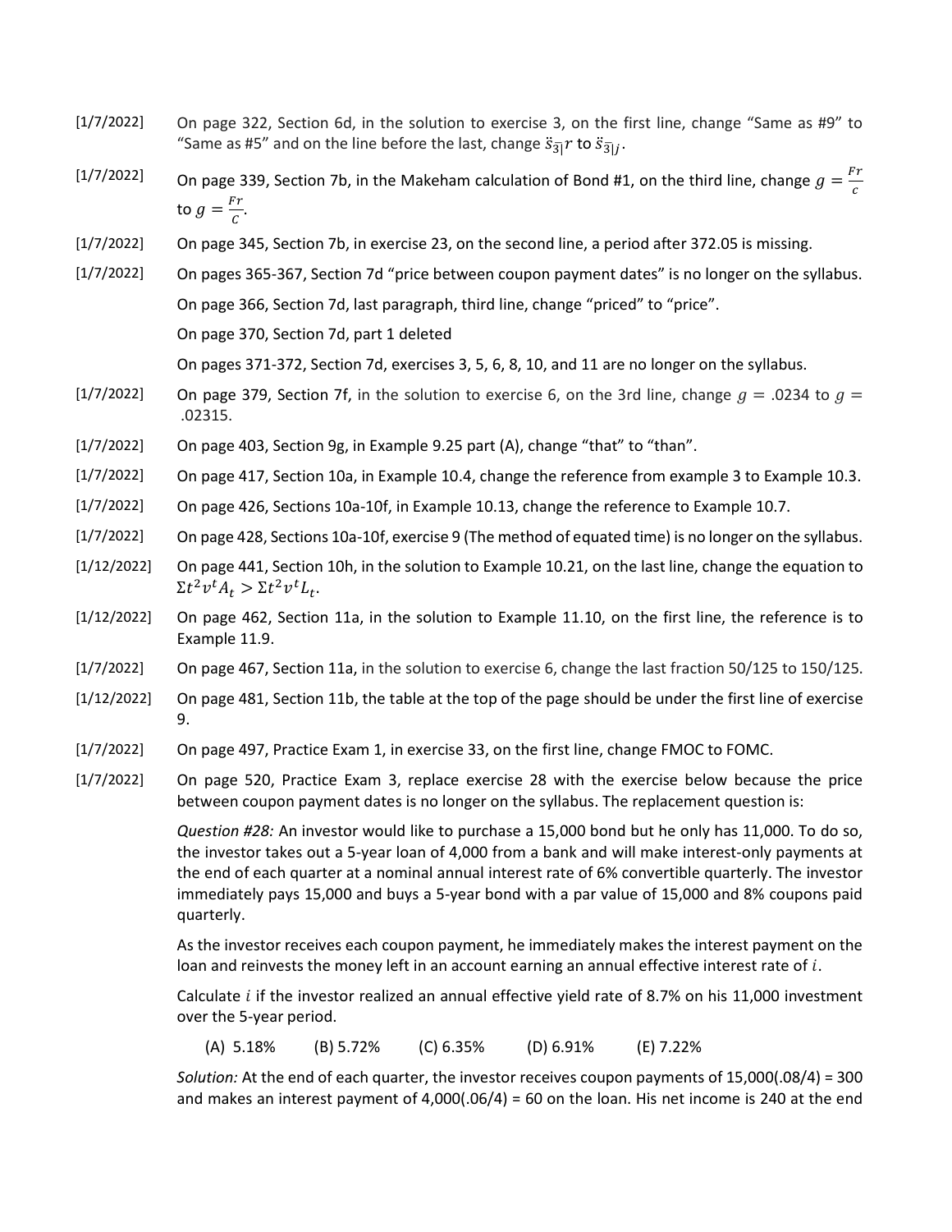[1/7/2022] On page 322, Section 6d, in the solution to exercise 3, on the first line, change "Same as #9" to "Same as #5" and on the line before the last, change $\ddot{s}_{\overline{3}|}r$ to $\ddot{s}_{\overline{3}|j}$.

[1/7/2022] On page 339, Section 7b, in the Makeham calculation of Bond #1, on the third line, change $g = \frac{Fr}{c}$ to $g = \frac{Fr}{C}$.

[1/7/2022] On page 345, Section 7b, in exercise 23, on the second line, a period after 372.05 is missing.

[1/7/2022] On pages 365-367, Section 7d "price between coupon payment dates" is no longer on the syllabus.

On page 366, Section 7d, last paragraph, third line, change "priced" to "price".

On page 370, Section 7d, part 1 deleted

On pages 371-372, Section 7d, exercises 3, 5, 6, 8, 10, and 11 are no longer on the syllabus.

[1/7/2022] On page 379, Section 7f, in the solution to exercise 6, on the 3rd line, change $g = .0234$ to $g = .02315$.

[1/7/2022] On page 403, Section 9g, in Example 9.25 part (A), change "that" to "than".

[1/7/2022] On page 417, Section 10a, in Example 10.4, change the reference from example 3 to Example 10.3.

[1/7/2022] On page 426, Sections 10a-10f, in Example 10.13, change the reference to Example 10.7.

[1/7/2022] On page 428, Sections 10a-10f, exercise 9 (The method of equated time) is no longer on the syllabus.

[1/12/2022] On page 441, Section 10h, in the solution to Example 10.21, on the last line, change the equation to $\Sigma t^2 v^t A_t > \Sigma t^2 v^t L_t$.

[1/12/2022] On page 462, Section 11a, in the solution to Example 11.10, on the first line, the reference is to Example 11.9.

[1/7/2022] On page 467, Section 11a, in the solution to exercise 6, change the last fraction 50/125 to 150/125.

[1/12/2022] On page 481, Section 11b, the table at the top of the page should be under the first line of exercise 9.

[1/7/2022] On page 497, Practice Exam 1, in exercise 33, on the first line, change FMOC to FOMC.

[1/7/2022] On page 520, Practice Exam 3, replace exercise 28 with the exercise below because the price between coupon payment dates is no longer on the syllabus. The replacement question is:

*Question #28:* An investor would like to purchase a 15,000 bond but he only has 11,000. To do so, the investor takes out a 5-year loan of 4,000 from a bank and will make interest-only payments at the end of each quarter at a nominal annual interest rate of 6% convertible quarterly. The investor immediately pays 15,000 and buys a 5-year bond with a par value of 15,000 and 8% coupons paid quarterly.

As the investor receives each coupon payment, he immediately makes the interest payment on the loan and reinvests the money left in an account earning an annual effective interest rate of $i$.

Calculate $i$ if the investor realized an annual effective yield rate of 8.7% on his 11,000 investment over the 5-year period.

(A) 5.18% (B) 5.72% (C) 6.35% (D) 6.91% (E) 7.22%

*Solution:* At the end of each quarter, the investor receives coupon payments of 15,000(.08/4) = 300 and makes an interest payment of 4,000(.06/4) = 60 on the loan. His net income is 240 at the end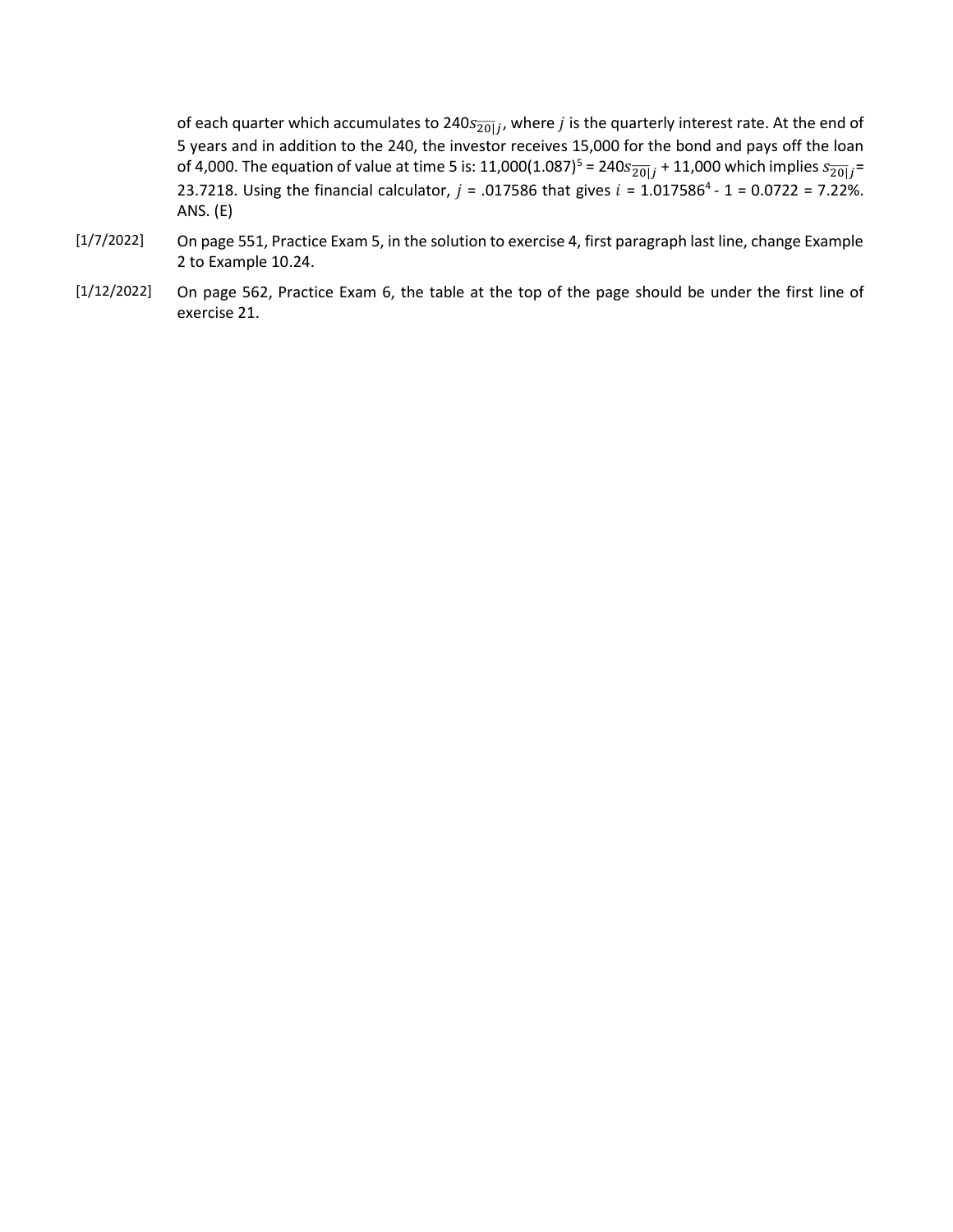of each quarter which accumulates to $240s_{\overline{20|}j}$, where $j$ is the quarterly interest rate. At the end of 5 years and in addition to the 240, the investor receives 15,000 for the bond and pays off the loan of 4,000. The equation of value at time 5 is: $11{,}000(1.087)^5 = 240s_{\overline{20|}j} + 11{,}000$ which implies $s_{\overline{20|}j} = 23.7218$. Using the financial calculator, $j = .017586$ that gives $i = 1.017586^4 - 1 = 0.0722 = 7.22\%$. ANS. (E)

[1/7/2022] On page 551, Practice Exam 5, in the solution to exercise 4, first paragraph last line, change Example 2 to Example 10.24.

[1/12/2022] On page 562, Practice Exam 6, the table at the top of the page should be under the first line of exercise 21.